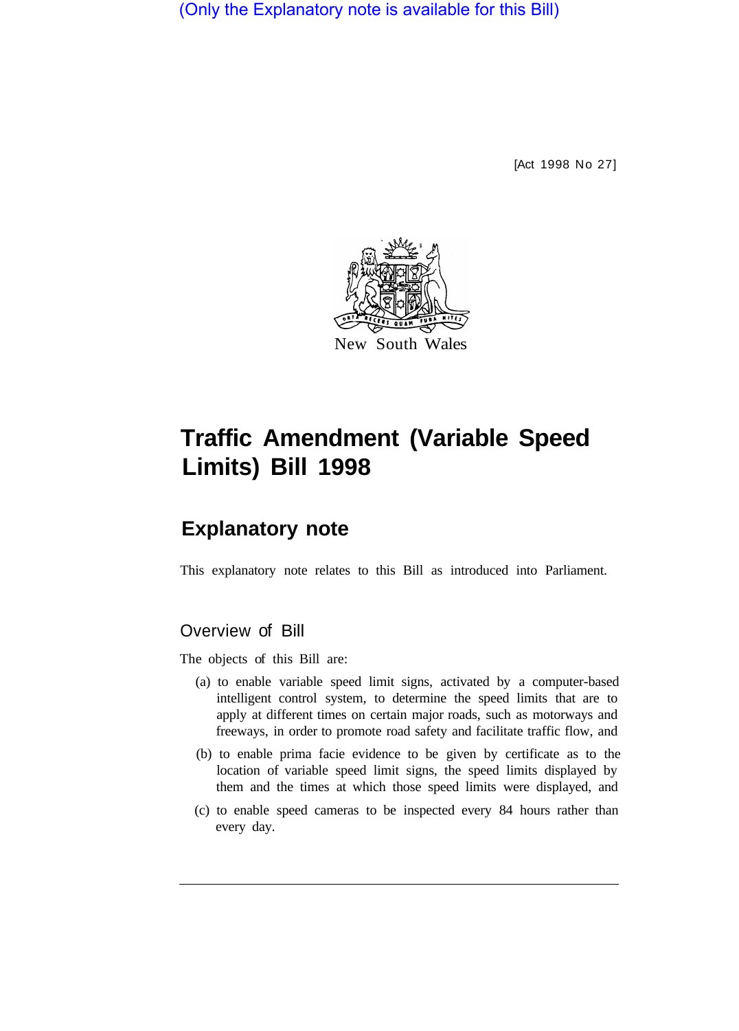(Only the Explanatory note is available for this Bill)

[Act 1998 No 27]

New South Wales

# Traffic Amendment (Variable Speed Limits) Bill 1998

## Explanatory note

This explanatory note relates to this Bill as introduced into Parliament.

### Overview of Bill

The objects of this Bill are:

(a) to enable variable speed limit signs, activated by a computer-based intelligent control system, to determine the speed limits that are to apply at different times on certain major roads, such as motorways and freeways, in order to promote road safety and facilitate traffic flow, and

(b) to enable prima facie evidence to be given by certificate as to the location of variable speed limit signs, the speed limits displayed by them and the times at which those speed limits were displayed, and

(c) to enable speed cameras to be inspected every 84 hours rather than every day.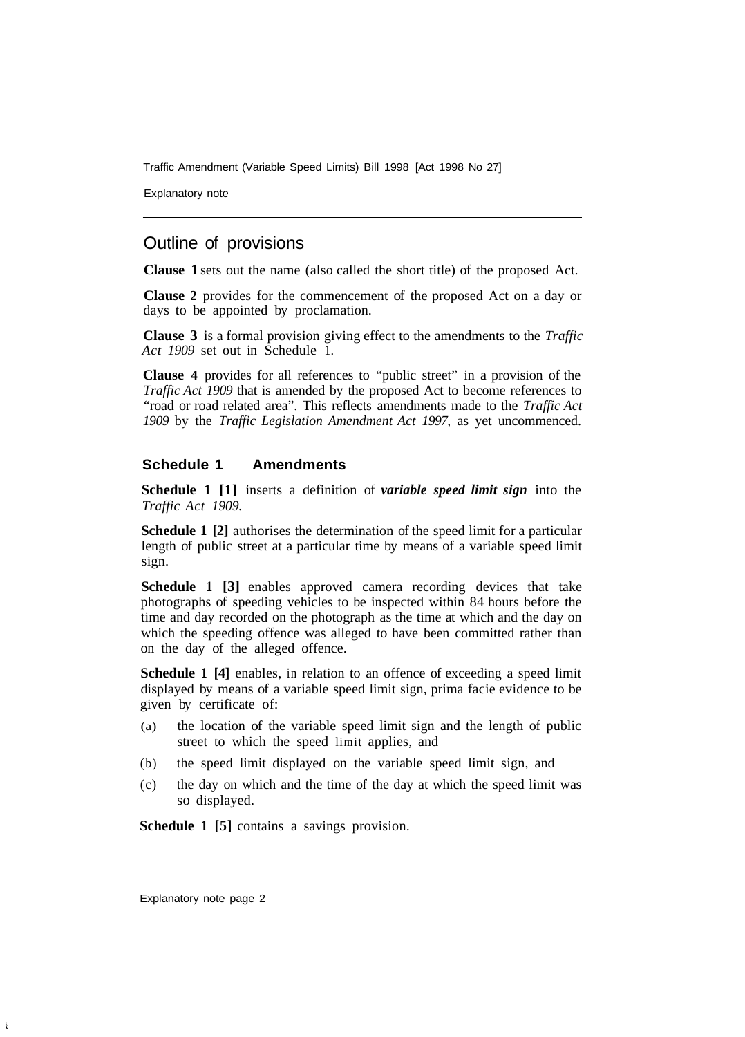## Outline of provisions

**Clause 1** sets out the name (also called the short title) of the proposed Act.

**Clause 2** provides for the commencement of the proposed Act on a day or days to be appointed by proclamation.

**Clause 3** is a formal provision giving effect to the amendments to the *Traffic Act 1909* set out in Schedule 1.

**Clause 4** provides for all references to "public street" in a provision of the *Traffic Act 1909* that is amended by the proposed Act to become references to "road or road related area". This reflects amendments made to the *Traffic Act 1909* by the *Traffic Legislation Amendment Act 1997*, as yet uncommenced.

### Schedule 1 Amendments

**Schedule 1 [1]** inserts a definition of ***variable speed limit sign*** into the *Traffic Act 1909.*

**Schedule 1 [2]** authorises the determination of the speed limit for a particular length of public street at a particular time by means of a variable speed limit sign.

**Schedule 1 [3]** enables approved camera recording devices that take photographs of speeding vehicles to be inspected within 84 hours before the time and day recorded on the photograph as the time at which and the day on which the speeding offence was alleged to have been committed rather than on the day of the alleged offence.

**Schedule 1 [4]** enables, in relation to an offence of exceeding a speed limit displayed by means of a variable speed limit sign, prima facie evidence to be given by certificate of:

(a) the location of the variable speed limit sign and the length of public street to which the speed limit applies, and

(b) the speed limit displayed on the variable speed limit sign, and

(c) the day on which and the time of the day at which the speed limit was so displayed.

**Schedule 1 [5]** contains a savings provision.